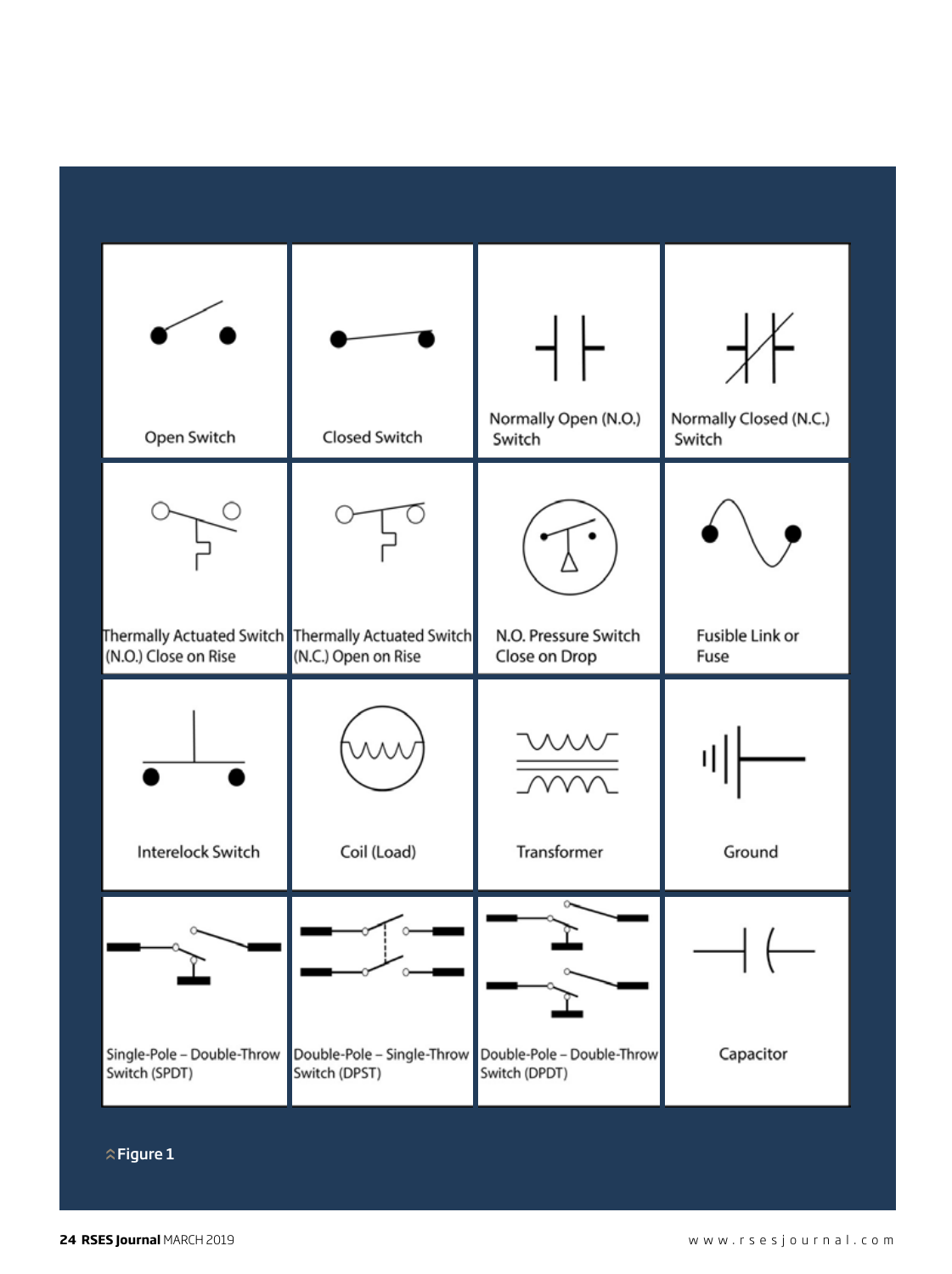Open Switch

Closed Switch

Normally Open (N.O.) Switch

Normally Closed (N.C.) Switch

Thermally Actuated Switch (N.O.) Close on Rise

Thermally Actuated Switch (N.C.) Open on Rise

N.O. Pressure Switch Close on Drop

Fusible Link or Fuse

Interelock Switch

Coil (Load)

Transformer

Ground

Single-Pole – Double-Throw Switch (SPDT)

Double-Pole – Single-Throw Switch (DPST)

Double-Pole – Double-Throw Switch (DPDT)

Capacitor

Figure 1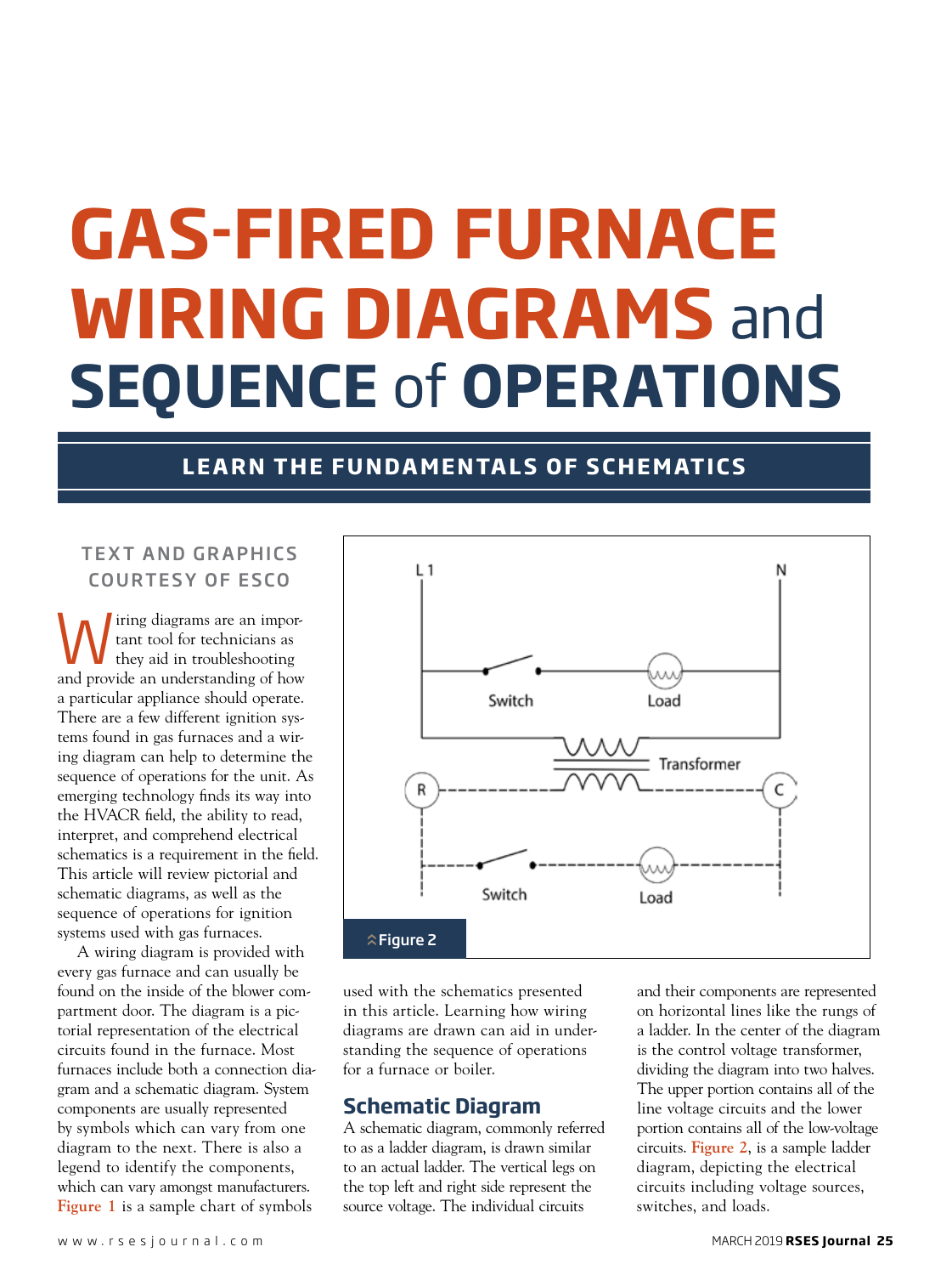# GAS-FIRED FURNACE WIRING DIAGRAMS and SEQUENCE of OPERATIONS

## LEARN THE FUNDAMENTALS OF SCHEMATICS

TEXT AND GRAPHICS COURTESY OF ESCO

Wiring diagrams are an important tool for technicians as they aid in troubleshooting and provide an understanding of how a particular appliance should operate. There are a few different ignition systems found in gas furnaces and a wiring diagram can help to determine the sequence of operations for the unit. As emerging technology finds its way into the HVACR field, the ability to read, interpret, and comprehend electrical schematics is a requirement in the field. This article will review pictorial and schematic diagrams, as well as the sequence of operations for ignition systems used with gas furnaces.

A wiring diagram is provided with every gas furnace and can usually be found on the inside of the blower compartment door. The diagram is a pictorial representation of the electrical circuits found in the furnace. Most furnaces include both a connection diagram and a schematic diagram. System components are usually represented by symbols which can vary from one diagram to the next. There is also a legend to identify the components, which can vary amongst manufacturers. **Figure 1** is a sample chart of symbols used with the schematics presented in this article. Learning how wiring diagrams are drawn can aid in understanding the sequence of operations for a furnace or boiler.

L1

N

Switch

Load

Transformer

R

C

Switch

Load

Figure 2

### Schematic Diagram

A schematic diagram, commonly referred to as a ladder diagram, is drawn similar to an actual ladder. The vertical legs on the top left and right side represent the source voltage. The individual circuits and their components are represented on horizontal lines like the rungs of a ladder. In the center of the diagram is the control voltage transformer, dividing the diagram into two halves. The upper portion contains all of the line voltage circuits and the lower portion contains all of the low-voltage circuits. **Figure 2**, is a sample ladder diagram, depicting the electrical circuits including voltage sources, switches, and loads.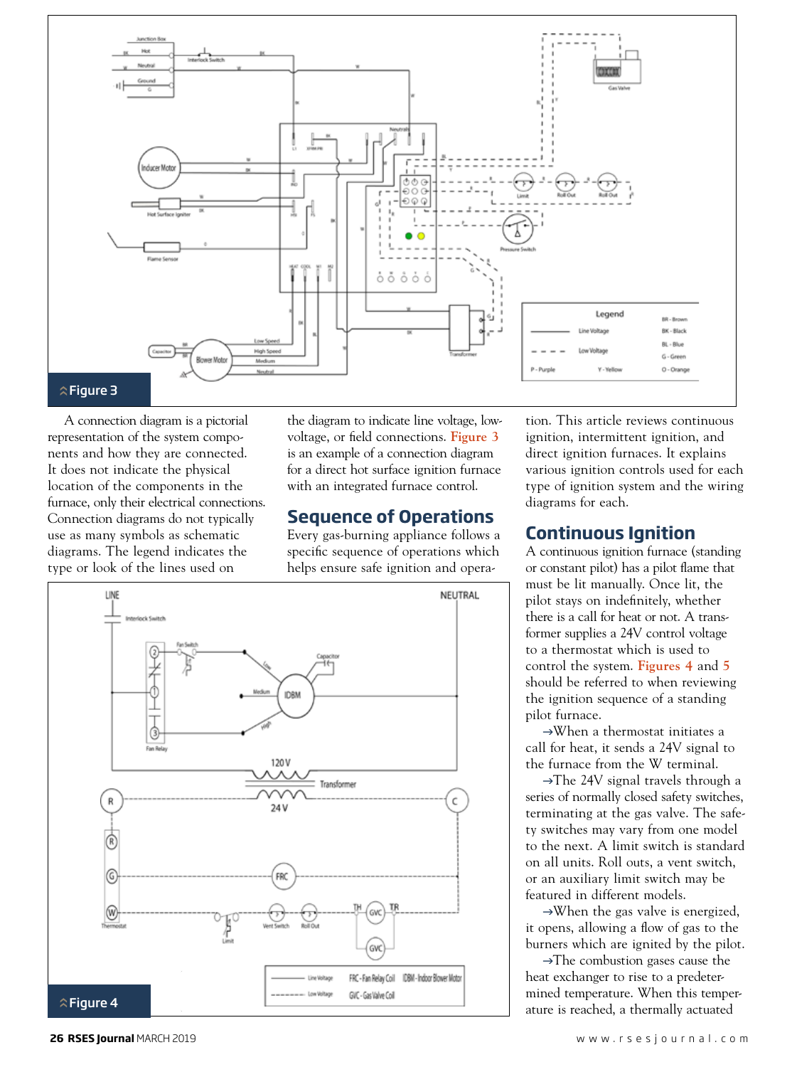Figure 3

A connection diagram is a pictorial representation of the system components and how they are connected. It does not indicate the physical location of the components in the furnace, only their electrical connections. Connection diagrams do not typically use as many symbols as schematic diagrams. The legend indicates the type or look of the lines used on the diagram to indicate line voltage, low-voltage, or field connections. Figure 3 is an example of a connection diagram for a direct hot surface ignition furnace with an integrated furnace control.

## Sequence of Operations

Every gas-burning appliance follows a specific sequence of operations which helps ensure safe ignition and operation. This article reviews continuous ignition, intermittent ignition, and direct ignition furnaces. It explains various ignition controls used for each type of ignition system and the wiring diagrams for each.

Figure 4

## Continuous Ignition

A continuous ignition furnace (standing or constant pilot) has a pilot flame that must be lit manually. Once lit, the pilot stays on indefinitely, whether there is a call for heat or not. A transformer supplies a 24V control voltage to a thermostat which is used to control the system. Figures 4 and 5 should be referred to when reviewing the ignition sequence of a standing pilot furnace.

→When a thermostat initiates a call for heat, it sends a 24V signal to the furnace from the W terminal.

→The 24V signal travels through a series of normally closed safety switches, terminating at the gas valve. The safety switches may vary from one model to the next. A limit switch is standard on all units. Roll outs, a vent switch, or an auxiliary limit switch may be featured in different models.

→When the gas valve is energized, it opens, allowing a flow of gas to the burners which are ignited by the pilot.

→The combustion gases cause the heat exchanger to rise to a predetermined temperature. When this temperature is reached, a thermally actuated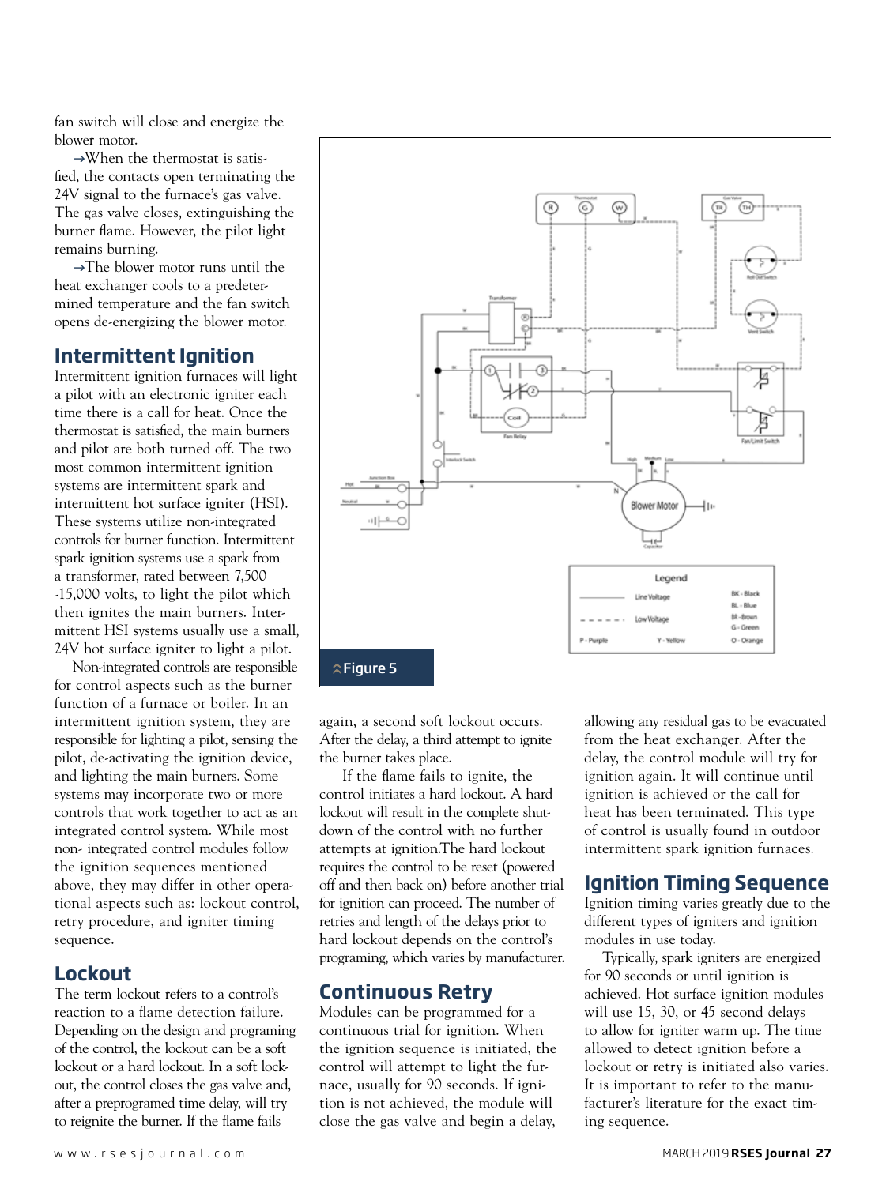fan switch will close and energize the blower motor.

→When the thermostat is satisfied, the contacts open terminating the 24V signal to the furnace's gas valve. The gas valve closes, extinguishing the burner flame. However, the pilot light remains burning.

→The blower motor runs until the heat exchanger cools to a predetermined temperature and the fan switch opens de-energizing the blower motor.

## Intermittent Ignition

Intermittent ignition furnaces will light a pilot with an electronic igniter each time there is a call for heat. Once the thermostat is satisfied, the main burners and pilot are both turned off. The two most common intermittent ignition systems are intermittent spark and intermittent hot surface igniter (HSI). These systems utilize non-integrated controls for burner function. Intermittent spark ignition systems use a spark from a transformer, rated between 7,500 -15,000 volts, to light the pilot which then ignites the main burners. Intermittent HSI systems usually use a small, 24V hot surface igniter to light a pilot.

Non-integrated controls are responsible for control aspects such as the burner function of a furnace or boiler. In an intermittent ignition system, they are responsible for lighting a pilot, sensing the pilot, de-activating the ignition device, and lighting the main burners. Some systems may incorporate two or more controls that work together to act as an integrated control system. While most non- integrated control modules follow the ignition sequences mentioned above, they may differ in other operational aspects such as: lockout control, retry procedure, and igniter timing sequence.

## Lockout

The term lockout refers to a control's reaction to a flame detection failure. Depending on the design and programing of the control, the lockout can be a soft lockout or a hard lockout. In a soft lockout, the control closes the gas valve and, after a preprogramed time delay, will try to reignite the burner. If the flame fails again, a second soft lockout occurs. After the delay, a third attempt to ignite the burner takes place.

If the flame fails to ignite, the control initiates a hard lockout. A hard lockout will result in the complete shutdown of the control with no further attempts at ignition.The hard lockout requires the control to be reset (powered off and then back on) before another trial for ignition can proceed. The number of retries and length of the delays prior to hard lockout depends on the control's programing, which varies by manufacturer.

## Continuous Retry

Modules can be programmed for a continuous trial for ignition. When the ignition sequence is initiated, the control will attempt to light the furnace, usually for 90 seconds. If ignition is not achieved, the module will close the gas valve and begin a delay, allowing any residual gas to be evacuated from the heat exchanger. After the delay, the control module will try for ignition again. It will continue until ignition is achieved or the call for heat has been terminated. This type of control is usually found in outdoor intermittent spark ignition furnaces.

## Ignition Timing Sequence

Ignition timing varies greatly due to the different types of igniters and ignition modules in use today.

Typically, spark igniters are energized for 90 seconds or until ignition is achieved. Hot surface ignition modules will use 15, 30, or 45 second delays to allow for igniter warm up. The time allowed to detect ignition before a lockout or retry is initiated also varies. It is important to refer to the manufacturer's literature for the exact timing sequence.

Thermostat
R G W
Gas Valve
TR TH
Roll Out Switch
Vent Switch
Transformer
Fan Relay
Coil
Interlock Switch
Junction Box
Hot
Neutral
Fan/Limit Switch
High Medium Low
Blower Motor
Capacitor
Legend
Line Voltage
Low Voltage
BK - Black
BL - Blue
BR - Brown
G - Green
O - Orange
P - Purple
Y - Yellow

Figure 5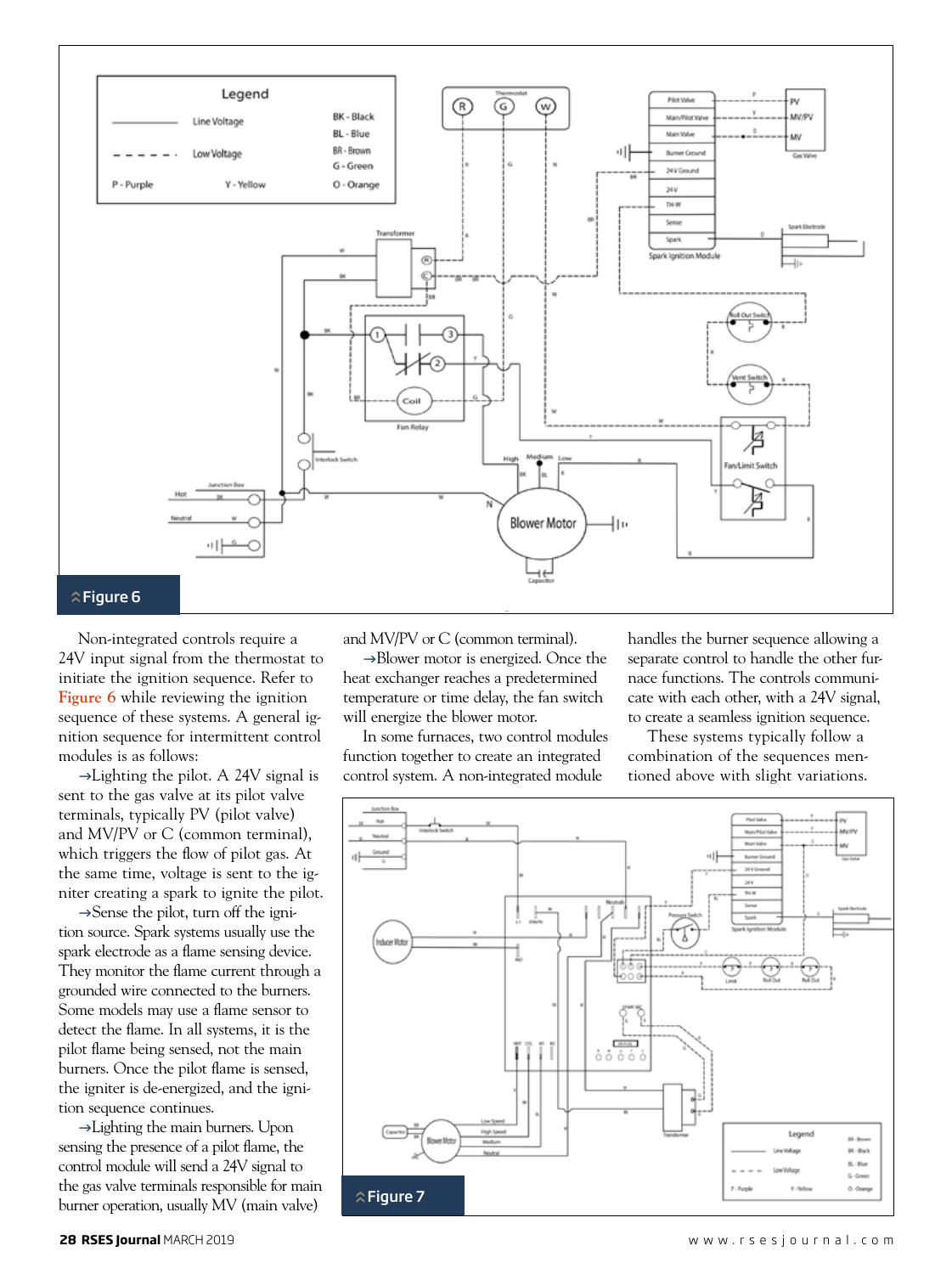Figure 6

Non-integrated controls require a 24V input signal from the thermostat to initiate the ignition sequence. Refer to **Figure 6** while reviewing the ignition sequence of these systems. A general ignition sequence for intermittent control modules is as follows:

→Lighting the pilot. A 24V signal is sent to the gas valve at its pilot valve terminals, typically PV (pilot valve) and MV/PV or C (common terminal), which triggers the flow of pilot gas. At the same time, voltage is sent to the igniter creating a spark to ignite the pilot.

→Sense the pilot, turn off the ignition source. Spark systems usually use the spark electrode as a flame sensing device. They monitor the flame current through a grounded wire connected to the burners. Some models may use a flame sensor to detect the flame. In all systems, it is the pilot flame being sensed, not the main burners. Once the pilot flame is sensed, the igniter is de-energized, and the ignition sequence continues.

→Lighting the main burners. Upon sensing the presence of a pilot flame, the control module will send a 24V signal to the gas valve terminals responsible for main burner operation, usually MV (main valve) and MV/PV or C (common terminal).

→Blower motor is energized. Once the heat exchanger reaches a predetermined temperature or time delay, the fan switch will energize the blower motor.

In some furnaces, two control modules function together to create an integrated control system. A non-integrated module handles the burner sequence allowing a separate control to handle the other furnace functions. The controls communicate with each other, with a 24V signal, to create a seamless ignition sequence.

These systems typically follow a combination of the sequences mentioned above with slight variations.

Figure 7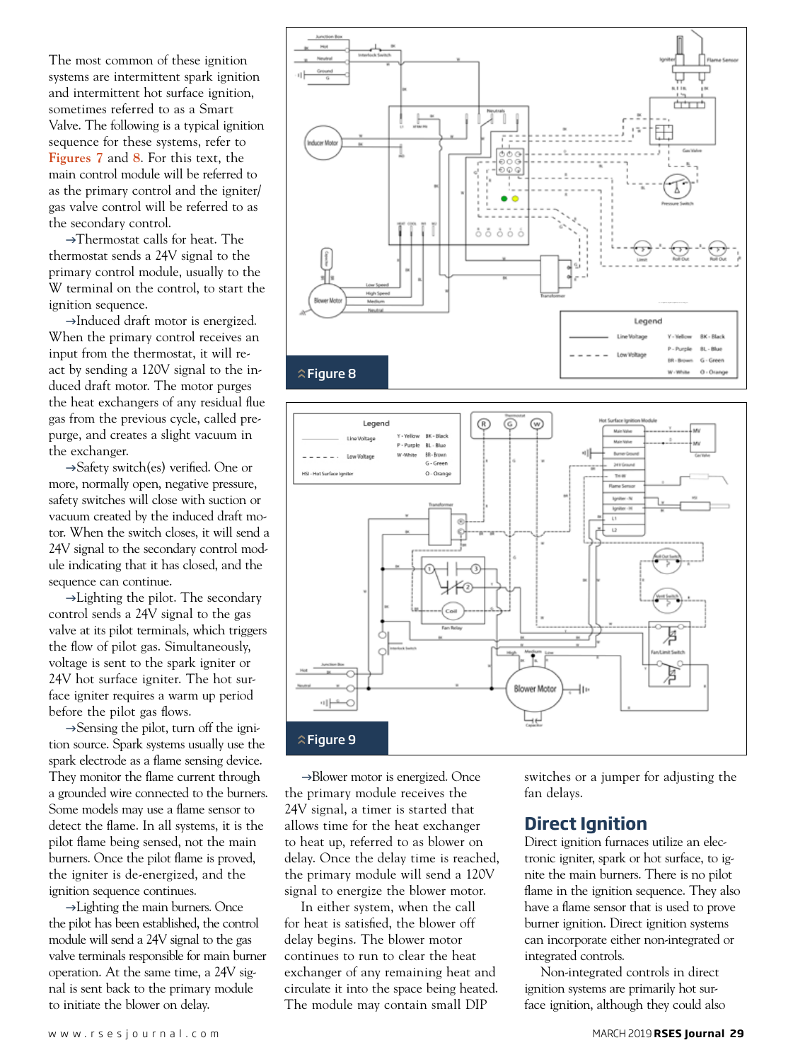The most common of these ignition systems are intermittent spark ignition and intermittent hot surface ignition, sometimes referred to as a Smart Valve. The following is a typical ignition sequence for these systems, refer to Figures 7 and 8. For this text, the main control module will be referred to as the primary control and the igniter/gas valve control will be referred to as the secondary control.

→Thermostat calls for heat. The thermostat sends a 24V signal to the primary control module, usually to the W terminal on the control, to start the ignition sequence.

→Induced draft motor is energized. When the primary control receives an input from the thermostat, it will react by sending a 120V signal to the induced draft motor. The motor purges the heat exchangers of any residual flue gas from the previous cycle, called pre-purge, and creates a slight vacuum in the exchanger.

→Safety switch(es) verified. One or more, normally open, negative pressure, safety switches will close with suction or vacuum created by the induced draft motor. When the switch closes, it will send a 24V signal to the secondary control module indicating that it has closed, and the sequence can continue.

→Lighting the pilot. The secondary control sends a 24V signal to the gas valve at its pilot terminals, which triggers the flow of pilot gas. Simultaneously, voltage is sent to the spark igniter or 24V hot surface igniter. The hot surface igniter requires a warm up period before the pilot gas flows.

→Sensing the pilot, turn off the ignition source. Spark systems usually use the spark electrode as a flame sensing device. They monitor the flame current through a grounded wire connected to the burners. Some models may use a flame sensor to detect the flame. In all systems, it is the pilot flame being sensed, not the main burners. Once the pilot flame is proved, the igniter is de-energized, and the ignition sequence continues.

→Lighting the main burners. Once the pilot has been established, the control module will send a 24V signal to the gas valve terminals responsible for main burner operation. At the same time, a 24V signal is sent back to the primary module to initiate the blower on delay.

Figure 8

Figure 9

→Blower motor is energized. Once the primary module receives the 24V signal, a timer is started that allows time for the heat exchanger to heat up, referred to as blower on delay. Once the delay time is reached, the primary module will send a 120V signal to energize the blower motor.

In either system, when the call for heat is satisfied, the blower off delay begins. The blower motor continues to run to clear the heat exchanger of any remaining heat and circulate it into the space being heated. The module may contain small DIP switches or a jumper for adjusting the fan delays.

## Direct Ignition

Direct ignition furnaces utilize an electronic igniter, spark or hot surface, to ignite the main burners. There is no pilot flame in the ignition sequence. They also have a flame sensor that is used to prove burner ignition. Direct ignition systems can incorporate either non-integrated or integrated controls.

Non-integrated controls in direct ignition systems are primarily hot surface ignition, although they could also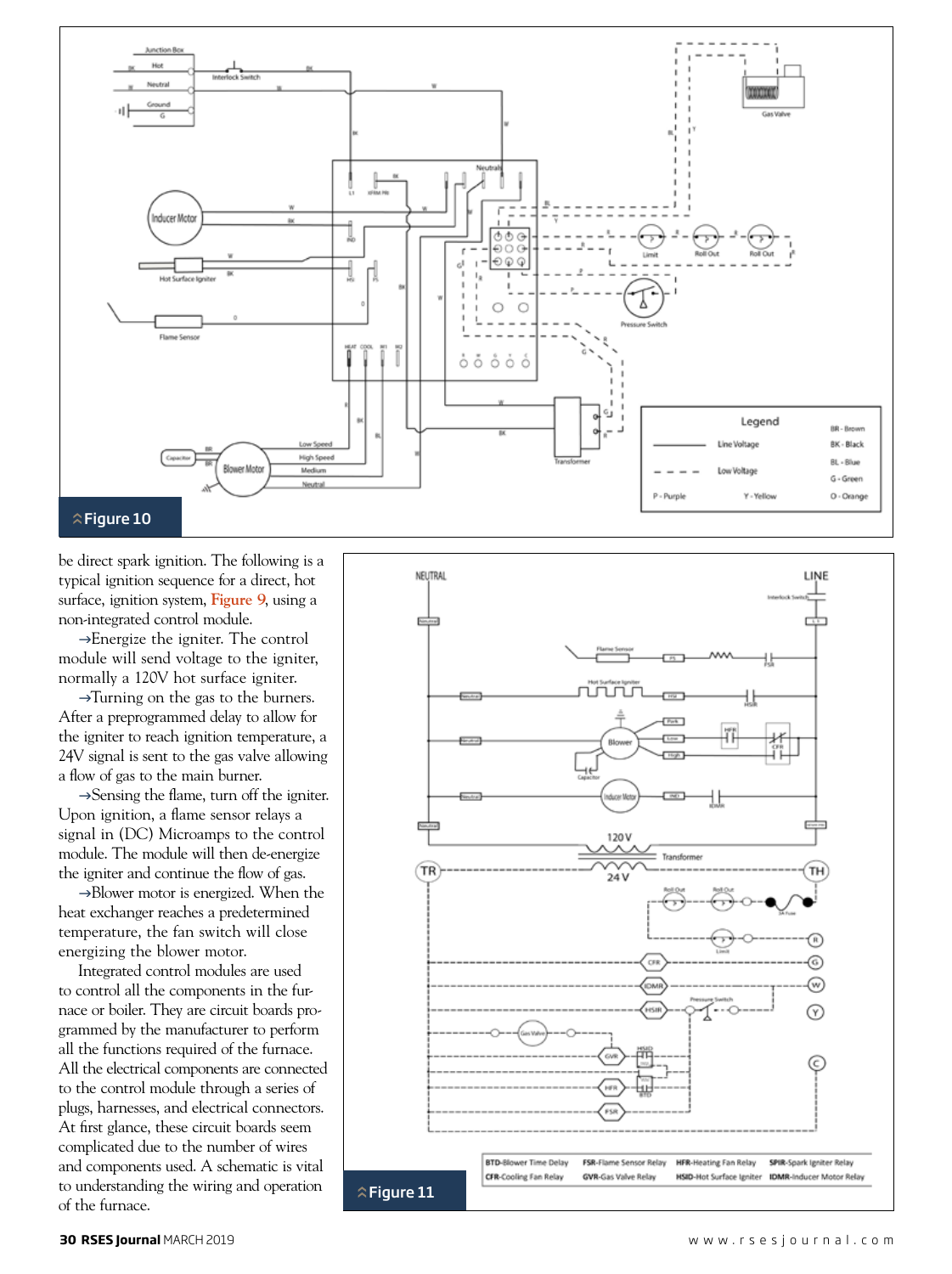Figure 10

be direct spark ignition. The following is a typical ignition sequence for a direct, hot surface, ignition system, Figure 9, using a non-integrated control module.

→Energize the igniter. The control module will send voltage to the igniter, normally a 120V hot surface igniter.

→Turning on the gas to the burners. After a preprogrammed delay to allow for the igniter to reach ignition temperature, a 24V signal is sent to the gas valve allowing a flow of gas to the main burner.

→Sensing the flame, turn off the igniter. Upon ignition, a flame sensor relays a signal in (DC) Microamps to the control module. The module will then de-energize the igniter and continue the flow of gas.

→Blower motor is energized. When the heat exchanger reaches a predetermined temperature, the fan switch will close energizing the blower motor.

Integrated control modules are used to control all the components in the furnace or boiler. They are circuit boards programmed by the manufacturer to perform all the functions required of the furnace. All the electrical components are connected to the control module through a series of plugs, harnesses, and electrical connectors. At first glance, these circuit boards seem complicated due to the number of wires and components used. A schematic is vital to understanding the wiring and operation of the furnace.

Figure 11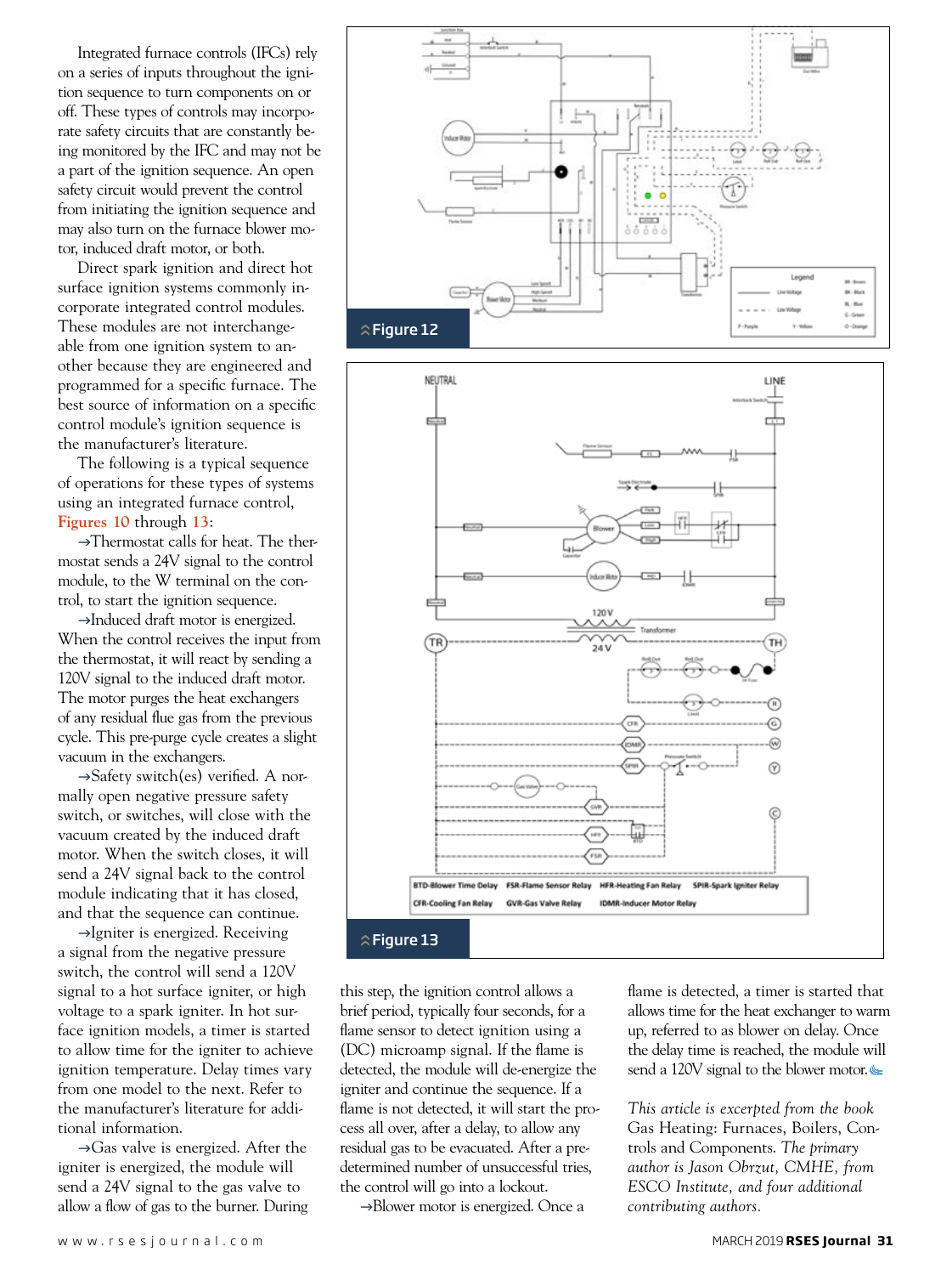Integrated furnace controls (IFCs) rely on a series of inputs throughout the ignition sequence to turn components on or off. These types of controls may incorporate safety circuits that are constantly being monitored by the IFC and may not be a part of the ignition sequence. An open safety circuit would prevent the control from initiating the ignition sequence and may also turn on the furnace blower motor, induced draft motor, or both.

Direct spark ignition and direct hot surface ignition systems commonly incorporate integrated control modules. These modules are not interchangeable from one ignition system to another because they are engineered and programmed for a specific furnace. The best source of information on a specific control module's ignition sequence is the manufacturer's literature.

The following is a typical sequence of operations for these types of systems using an integrated furnace control, Figures 10 through 13:

→Thermostat calls for heat. The thermostat sends a 24V signal to the control module, to the W terminal on the control, to start the ignition sequence.

→Induced draft motor is energized. When the control receives the input from the thermostat, it will react by sending a 120V signal to the induced draft motor. The motor purges the heat exchangers of any residual flue gas from the previous cycle. This pre-purge cycle creates a slight vacuum in the exchangers.

→Safety switch(es) verified. A normally open negative pressure safety switch, or switches, will close with the vacuum created by the induced draft motor. When the switch closes, it will send a 24V signal back to the control module indicating that it has closed, and that the sequence can continue.

→Igniter is energized. Receiving a signal from the negative pressure switch, the control will send a 120V signal to a hot surface igniter, or high voltage to a spark igniter. In hot surface ignition models, a timer is started to allow time for the igniter to achieve ignition temperature. Delay times vary from one model to the next. Refer to the manufacturer's literature for additional information.

→Gas valve is energized. After the igniter is energized, the module will send a 24V signal to the gas valve to allow a flow of gas to the burner. During this step, the ignition control allows a brief period, typically four seconds, for a flame sensor to detect ignition using a (DC) microamp signal. If the flame is detected, the module will de-energize the igniter and continue the sequence. If a flame is not detected, it will start the process all over, after a delay, to allow any residual gas to be evacuated. After a predetermined number of unsuccessful tries, the control will go into a lockout.

→Blower motor is energized. Once a flame is detected, a timer is started that allows time for the heat exchanger to warm up, referred to as blower on delay. Once the delay time is reached, the module will send a 120V signal to the blower motor.

Figure 12

Figure 13

*This article is excerpted from the book* Gas Heating: Furnaces, Boilers, Controls and Components. *The primary author is Jason Obrzut, CMHE, from ESCO Institute, and four additional contributing authors.*